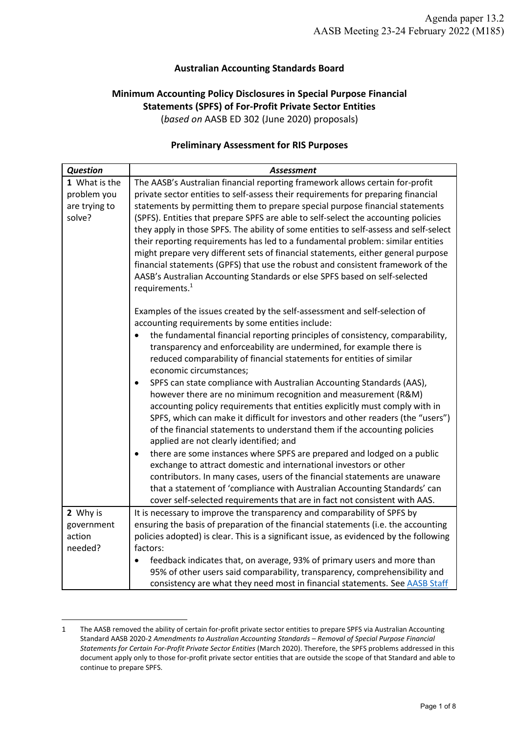**Australian Accounting Standards Board**

**Minimum Accounting Policy Disclosures in Special Purpose Financial Statements (SPFS) of For-Profit Private Sector Entities**
(*based on* AASB ED 302 (June 2020) proposals)

**Preliminary Assessment for RIS Purposes**

| *Question* | *Assessment* |
|---|---|
| **1** What is the problem you are trying to solve? | The AASB's Australian financial reporting framework allows certain for-profit private sector entities to self-assess their requirements for preparing financial statements by permitting them to prepare special purpose financial statements (SPFS). Entities that prepare SPFS are able to self-select the accounting policies they apply in those SPFS. The ability of some entities to self-assess and self-select their reporting requirements has led to a fundamental problem: similar entities might prepare very different sets of financial statements, either general purpose financial statements (GPFS) that use the robust and consistent framework of the AASB's Australian Accounting Standards or else SPFS based on self-selected requirements.[1]<br><br>Examples of the issues created by the self-assessment and self-selection of accounting requirements by some entities include:<br>• the fundamental financial reporting principles of consistency, comparability, transparency and enforceability are undermined, for example there is reduced comparability of financial statements for entities of similar economic circumstances;<br>• SPFS can state compliance with Australian Accounting Standards (AAS), however there are no minimum recognition and measurement (R&M) accounting policy requirements that entities explicitly must comply with in SPFS, which can make it difficult for investors and other readers (the "users") of the financial statements to understand them if the accounting policies applied are not clearly identified; and<br>• there are some instances where SPFS are prepared and lodged on a public exchange to attract domestic and international investors or other contributors. In many cases, users of the financial statements are unaware that a statement of 'compliance with Australian Accounting Standards' can cover self-selected requirements that are in fact not consistent with AAS. |
| **2** Why is government action needed? | It is necessary to improve the transparency and comparability of SPFS by ensuring the basis of preparation of the financial statements (i.e. the accounting policies adopted) is clear. This is a significant issue, as evidenced by the following factors:<br>• feedback indicates that, on average, 93% of primary users and more than 95% of other users said comparability, transparency, comprehensibility and consistency are what they need most in financial statements. See AASB Staff |

1 The AASB removed the ability of certain for-profit private sector entities to prepare SPFS via Australian Accounting Standard AASB 2020-2 *Amendments to Australian Accounting Standards – Removal of Special Purpose Financial Statements for Certain For-Profit Private Sector Entities* (March 2020). Therefore, the SPFS problems addressed in this document apply only to those for-profit private sector entities that are outside the scope of that Standard and able to continue to prepare SPFS.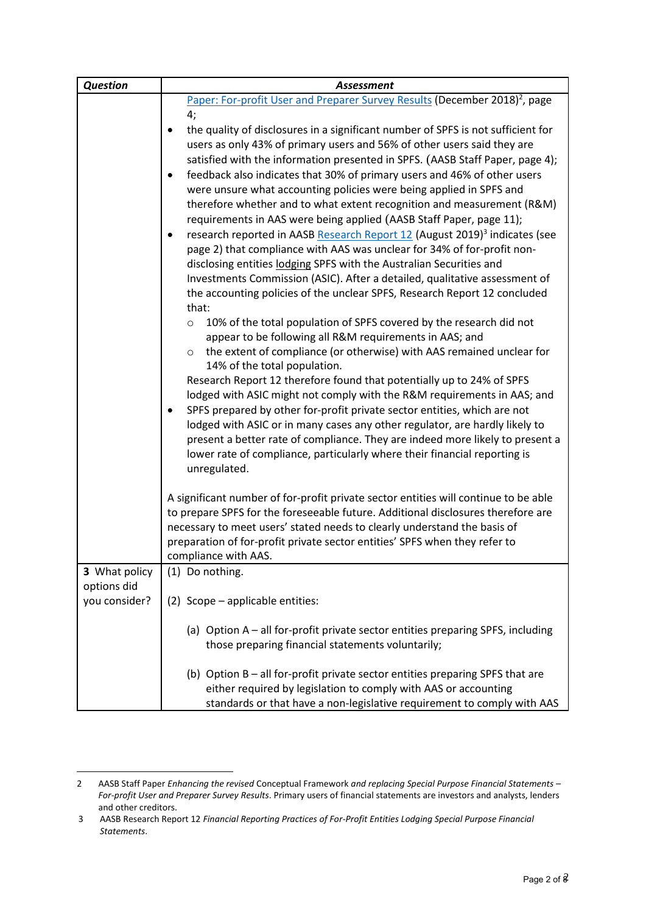| *Question* | *Assessment* |
|---|---|
| | Paper: For-profit User and Preparer Survey Results (December 2018)[2], page 4;<br>• the quality of disclosures in a significant number of SPFS is not sufficient for users as only 43% of primary users and 56% of other users said they are satisfied with the information presented in SPFS. (AASB Staff Paper, page 4);<br>• feedback also indicates that 30% of primary users and 46% of other users were unsure what accounting policies were being applied in SPFS and therefore whether and to what extent recognition and measurement (R&M) requirements in AAS were being applied (AASB Staff Paper, page 11);<br>• research reported in AASB Research Report 12 (August 2019)[3] indicates (see page 2) that compliance with AAS was unclear for 34% of for-profit non-disclosing entities lodging SPFS with the Australian Securities and Investments Commission (ASIC). After a detailed, qualitative assessment of the accounting policies of the unclear SPFS, Research Report 12 concluded that:<br>  ○ 10% of the total population of SPFS covered by the research did not appear to be following all R&M requirements in AAS; and<br>  ○ the extent of compliance (or otherwise) with AAS remained unclear for 14% of the total population.<br>Research Report 12 therefore found that potentially up to 24% of SPFS lodged with ASIC might not comply with the R&M requirements in AAS; and<br>• SPFS prepared by other for-profit private sector entities, which are not lodged with ASIC or in many cases any other regulator, are hardly likely to present a better rate of compliance. They are indeed more likely to present a lower rate of compliance, particularly where their financial reporting is unregulated.<br><br>A significant number of for-profit private sector entities will continue to be able to prepare SPFS for the foreseeable future. Additional disclosures therefore are necessary to meet users' stated needs to clearly understand the basis of preparation of for-profit private sector entities' SPFS when they refer to compliance with AAS. |
| **3** What policy options did you consider? | (1) Do nothing.<br><br>(2) Scope – applicable entities:<br><br>(a) Option A – all for-profit private sector entities preparing SPFS, including those preparing financial statements voluntarily;<br><br>(b) Option B – all for-profit private sector entities preparing SPFS that are either required by legislation to comply with AAS or accounting standards or that have a non-legislative requirement to comply with AAS |

2 AASB Staff Paper *Enhancing the revised* Conceptual Framework *and replacing Special Purpose Financial Statements – For-profit User and Preparer Survey Results*. Primary users of financial statements are investors and analysts, lenders and other creditors.

3 AASB Research Report 12 *Financial Reporting Practices of For-Profit Entities Lodging Special Purpose Financial Statements*.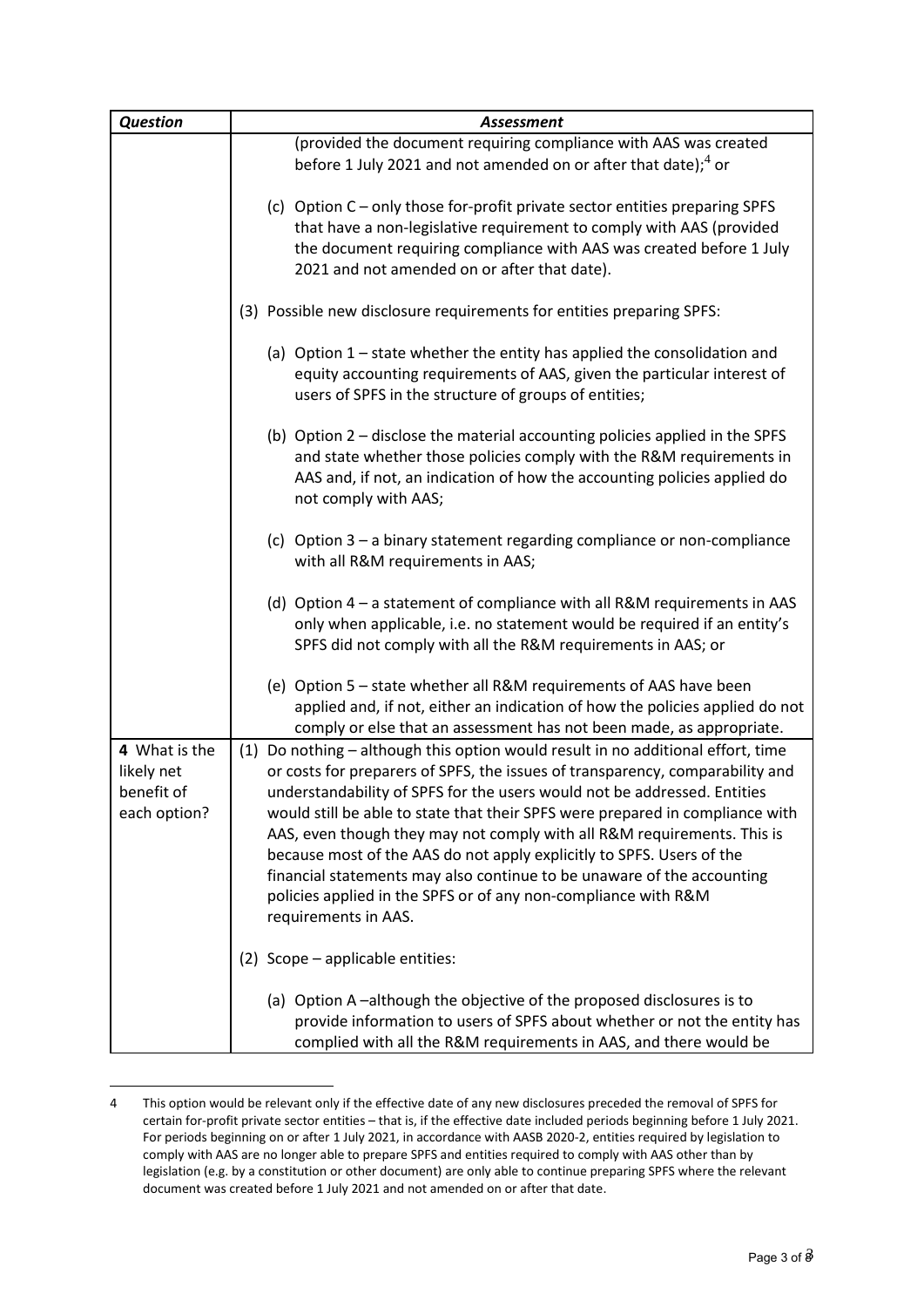| *Question* | *Assessment* |
|---|---|
| | (provided the document requiring compliance with AAS was created before 1 July 2021 and not amended on or after that date);[4] or<br><br>(c) Option C – only those for-profit private sector entities preparing SPFS that have a non-legislative requirement to comply with AAS (provided the document requiring compliance with AAS was created before 1 July 2021 and not amended on or after that date).<br><br>(3) Possible new disclosure requirements for entities preparing SPFS:<br><br>(a) Option 1 – state whether the entity has applied the consolidation and equity accounting requirements of AAS, given the particular interest of users of SPFS in the structure of groups of entities;<br><br>(b) Option 2 – disclose the material accounting policies applied in the SPFS and state whether those policies comply with the R&M requirements in AAS and, if not, an indication of how the accounting policies applied do not comply with AAS;<br><br>(c) Option 3 – a binary statement regarding compliance or non-compliance with all R&M requirements in AAS;<br><br>(d) Option 4 – a statement of compliance with all R&M requirements in AAS only when applicable, i.e. no statement would be required if an entity's SPFS did not comply with all the R&M requirements in AAS; or<br><br>(e) Option 5 – state whether all R&M requirements of AAS have been applied and, if not, either an indication of how the policies applied do not comply or else that an assessment has not been made, as appropriate. |
| **4** What is the likely net benefit of each option? | (1) Do nothing – although this option would result in no additional effort, time or costs for preparers of SPFS, the issues of transparency, comparability and understandability of SPFS for the users would not be addressed. Entities would still be able to state that their SPFS were prepared in compliance with AAS, even though they may not comply with all R&M requirements. This is because most of the AAS do not apply explicitly to SPFS. Users of the financial statements may also continue to be unaware of the accounting policies applied in the SPFS or of any non-compliance with R&M requirements in AAS.<br><br>(2) Scope – applicable entities:<br><br>(a) Option A –although the objective of the proposed disclosures is to provide information to users of SPFS about whether or not the entity has complied with all the R&M requirements in AAS, and there would be |

4 This option would be relevant only if the effective date of any new disclosures preceded the removal of SPFS for certain for-profit private sector entities – that is, if the effective date included periods beginning before 1 July 2021. For periods beginning on or after 1 July 2021, in accordance with AASB 2020-2, entities required by legislation to comply with AAS are no longer able to prepare SPFS and entities required to comply with AAS other than by legislation (e.g. by a constitution or other document) are only able to continue preparing SPFS where the relevant document was created before 1 July 2021 and not amended on or after that date.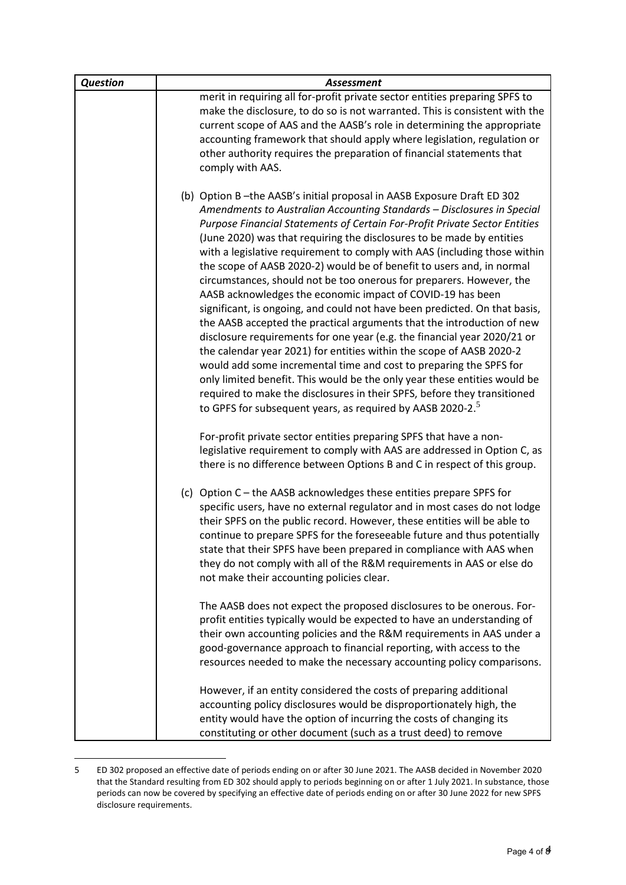| *Question* | *Assessment* |
|---|---|
| | merit in requiring all for-profit private sector entities preparing SPFS to make the disclosure, to do so is not warranted. This is consistent with the current scope of AAS and the AASB's role in determining the appropriate accounting framework that should apply where legislation, regulation or other authority requires the preparation of financial statements that comply with AAS.<br><br>(b) Option B –the AASB's initial proposal in AASB Exposure Draft ED 302 *Amendments to Australian Accounting Standards – Disclosures in Special Purpose Financial Statements of Certain For-Profit Private Sector Entities* (June 2020) was that requiring the disclosures to be made by entities with a legislative requirement to comply with AAS (including those within the scope of AASB 2020-2) would be of benefit to users and, in normal circumstances, should not be too onerous for preparers. However, the AASB acknowledges the economic impact of COVID-19 has been significant, is ongoing, and could not have been predicted. On that basis, the AASB accepted the practical arguments that the introduction of new disclosure requirements for one year (e.g. the financial year 2020/21 or the calendar year 2021) for entities within the scope of AASB 2020-2 would add some incremental time and cost to preparing the SPFS for only limited benefit. This would be the only year these entities would be required to make the disclosures in their SPFS, before they transitioned to GPFS for subsequent years, as required by AASB 2020-2.[5]<br><br>For-profit private sector entities preparing SPFS that have a non-legislative requirement to comply with AAS are addressed in Option C, as there is no difference between Options B and C in respect of this group.<br><br>(c) Option C – the AASB acknowledges these entities prepare SPFS for specific users, have no external regulator and in most cases do not lodge their SPFS on the public record. However, these entities will be able to continue to prepare SPFS for the foreseeable future and thus potentially state that their SPFS have been prepared in compliance with AAS when they do not comply with all of the R&M requirements in AAS or else do not make their accounting policies clear.<br><br>The AASB does not expect the proposed disclosures to be onerous. For-profit entities typically would be expected to have an understanding of their own accounting policies and the R&M requirements in AAS under a good-governance approach to financial reporting, with access to the resources needed to make the necessary accounting policy comparisons.<br><br>However, if an entity considered the costs of preparing additional accounting policy disclosures would be disproportionately high, the entity would have the option of incurring the costs of changing its constituting or other document (such as a trust deed) to remove |

5 ED 302 proposed an effective date of periods ending on or after 30 June 2021. The AASB decided in November 2020 that the Standard resulting from ED 302 should apply to periods beginning on or after 1 July 2021. In substance, those periods can now be covered by specifying an effective date of periods ending on or after 30 June 2022 for new SPFS disclosure requirements.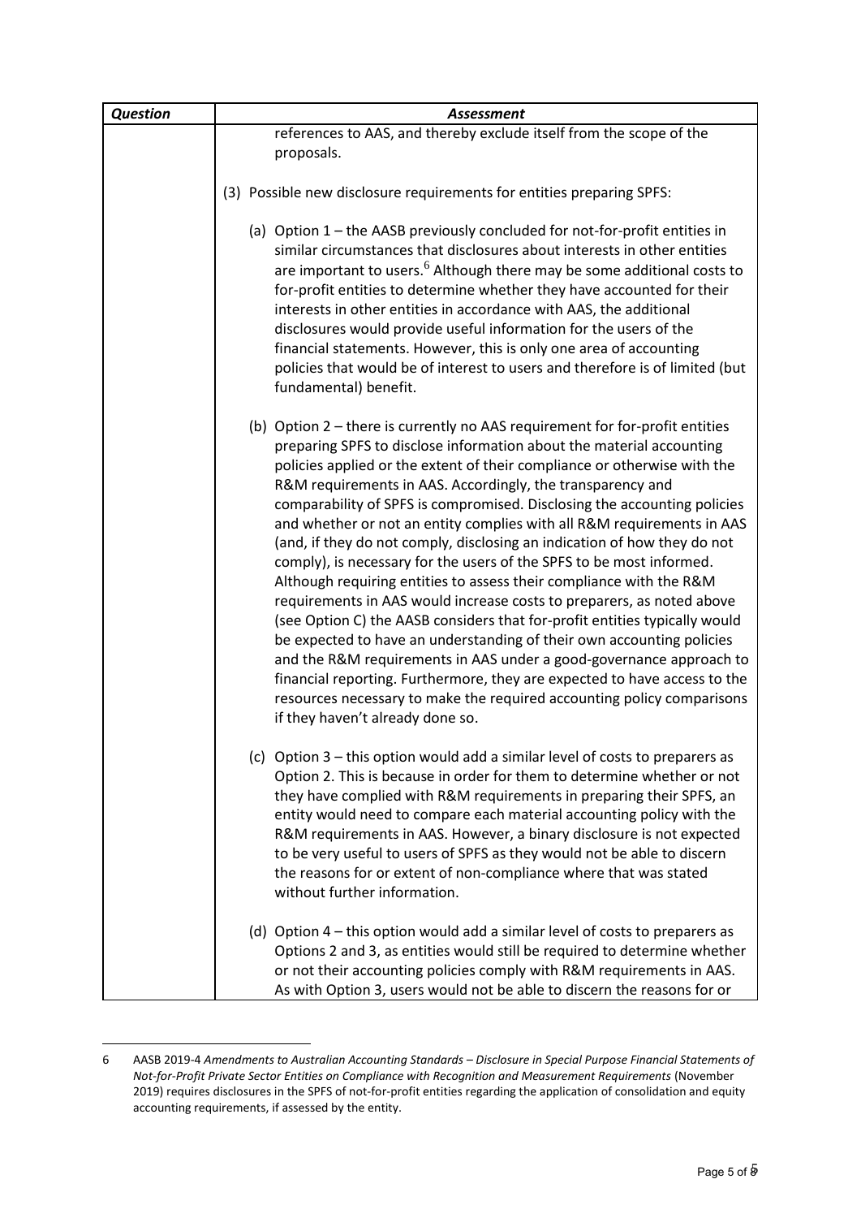| Question | Assessment |
|---|---|
| | references to AAS, and thereby exclude itself from the scope of the proposals.<br><br>(3) Possible new disclosure requirements for entities preparing SPFS:<br><br>(a) Option 1 – the AASB previously concluded for not-for-profit entities in similar circumstances that disclosures about interests in other entities are important to users.[6] Although there may be some additional costs to for-profit entities to determine whether they have accounted for their interests in other entities in accordance with AAS, the additional disclosures would provide useful information for the users of the financial statements. However, this is only one area of accounting policies that would be of interest to users and therefore is of limited (but fundamental) benefit.<br><br>(b) Option 2 – there is currently no AAS requirement for for-profit entities preparing SPFS to disclose information about the material accounting policies applied or the extent of their compliance or otherwise with the R&M requirements in AAS. Accordingly, the transparency and comparability of SPFS is compromised. Disclosing the accounting policies and whether or not an entity complies with all R&M requirements in AAS (and, if they do not comply, disclosing an indication of how they do not comply), is necessary for the users of the SPFS to be most informed. Although requiring entities to assess their compliance with the R&M requirements in AAS would increase costs to preparers, as noted above (see Option C) the AASB considers that for-profit entities typically would be expected to have an understanding of their own accounting policies and the R&M requirements in AAS under a good-governance approach to financial reporting. Furthermore, they are expected to have access to the resources necessary to make the required accounting policy comparisons if they haven't already done so.<br><br>(c) Option 3 – this option would add a similar level of costs to preparers as Option 2. This is because in order for them to determine whether or not they have complied with R&M requirements in preparing their SPFS, an entity would need to compare each material accounting policy with the R&M requirements in AAS. However, a binary disclosure is not expected to be very useful to users of SPFS as they would not be able to discern the reasons for or extent of non-compliance where that was stated without further information.<br><br>(d) Option 4 – this option would add a similar level of costs to preparers as Options 2 and 3, as entities would still be required to determine whether or not their accounting policies comply with R&M requirements in AAS. As with Option 3, users would not be able to discern the reasons for or |

6 AASB 2019-4 *Amendments to Australian Accounting Standards – Disclosure in Special Purpose Financial Statements of Not-for-Profit Private Sector Entities on Compliance with Recognition and Measurement Requirements* (November 2019) requires disclosures in the SPFS of not-for-profit entities regarding the application of consolidation and equity accounting requirements, if assessed by the entity.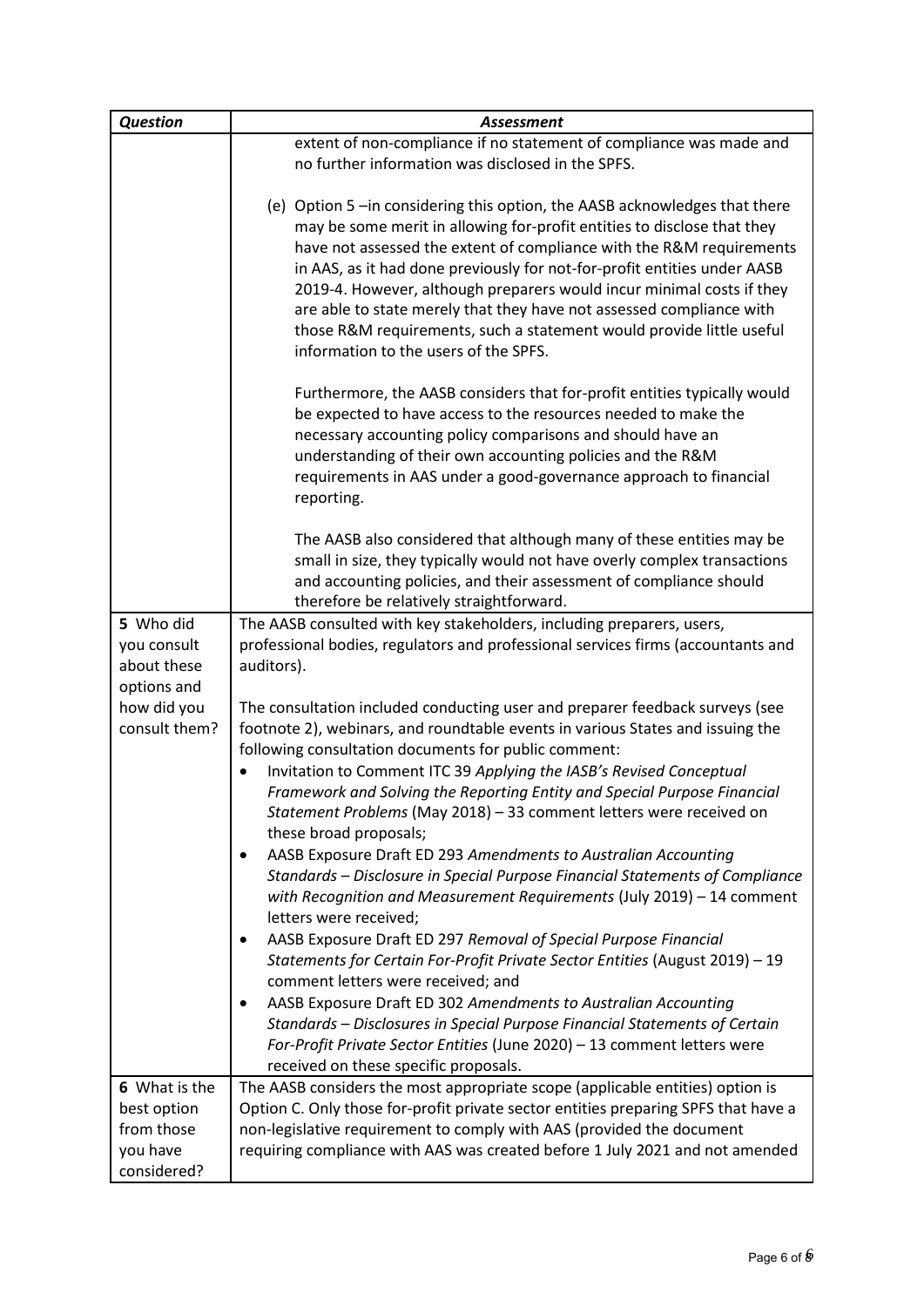| *Question* | *Assessment* |
|---|---|
| | extent of non-compliance if no statement of compliance was made and no further information was disclosed in the SPFS.<br><br>(e) Option 5 –in considering this option, the AASB acknowledges that there may be some merit in allowing for-profit entities to disclose that they have not assessed the extent of compliance with the R&M requirements in AAS, as it had done previously for not-for-profit entities under AASB 2019-4. However, although preparers would incur minimal costs if they are able to state merely that they have not assessed compliance with those R&M requirements, such a statement would provide little useful information to the users of the SPFS.<br><br>Furthermore, the AASB considers that for-profit entities typically would be expected to have access to the resources needed to make the necessary accounting policy comparisons and should have an understanding of their own accounting policies and the R&M requirements in AAS under a good-governance approach to financial reporting.<br><br>The AASB also considered that although many of these entities may be small in size, they typically would not have overly complex transactions and accounting policies, and their assessment of compliance should therefore be relatively straightforward. |
| **5** Who did you consult about these options and how did you consult them? | The AASB consulted with key stakeholders, including preparers, users, professional bodies, regulators and professional services firms (accountants and auditors).<br><br>The consultation included conducting user and preparer feedback surveys (see footnote 2), webinars, and roundtable events in various States and issuing the following consultation documents for public comment:<br>• Invitation to Comment ITC 39 *Applying the IASB's Revised Conceptual Framework and Solving the Reporting Entity and Special Purpose Financial Statement Problems* (May 2018) – 33 comment letters were received on these broad proposals;<br>• AASB Exposure Draft ED 293 *Amendments to Australian Accounting Standards – Disclosure in Special Purpose Financial Statements of Compliance with Recognition and Measurement Requirements* (July 2019) – 14 comment letters were received;<br>• AASB Exposure Draft ED 297 *Removal of Special Purpose Financial Statements for Certain For-Profit Private Sector Entities* (August 2019) – 19 comment letters were received; and<br>• AASB Exposure Draft ED 302 *Amendments to Australian Accounting Standards – Disclosures in Special Purpose Financial Statements of Certain For-Profit Private Sector Entities* (June 2020) – 13 comment letters were received on these specific proposals. |
| **6** What is the best option from those you have considered? | The AASB considers the most appropriate scope (applicable entities) option is Option C. Only those for-profit private sector entities preparing SPFS that have a non-legislative requirement to comply with AAS (provided the document requiring compliance with AAS was created before 1 July 2021 and not amended |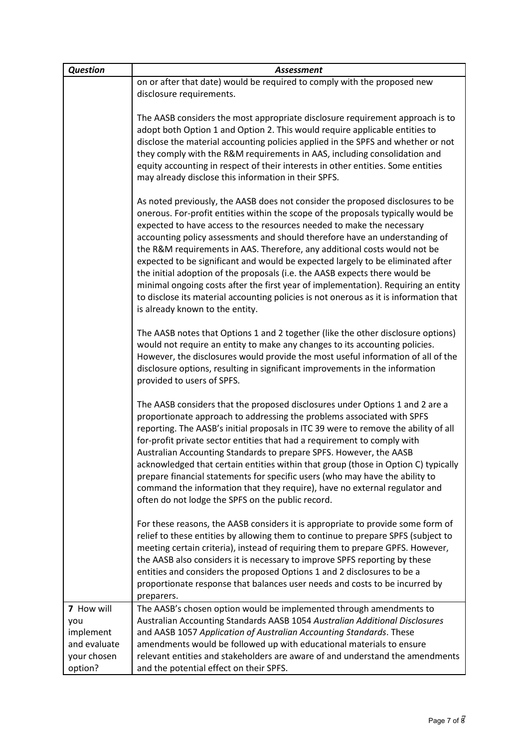| *Question* | *Assessment* |
| --- | --- |
| | on or after that date) would be required to comply with the proposed new disclosure requirements.<br><br>The AASB considers the most appropriate disclosure requirement approach is to adopt both Option 1 and Option 2. This would require applicable entities to disclose the material accounting policies applied in the SPFS and whether or not they comply with the R&M requirements in AAS, including consolidation and equity accounting in respect of their interests in other entities. Some entities may already disclose this information in their SPFS.<br><br>As noted previously, the AASB does not consider the proposed disclosures to be onerous. For-profit entities within the scope of the proposals typically would be expected to have access to the resources needed to make the necessary accounting policy assessments and should therefore have an understanding of the R&M requirements in AAS. Therefore, any additional costs would not be expected to be significant and would be expected largely to be eliminated after the initial adoption of the proposals (i.e. the AASB expects there would be minimal ongoing costs after the first year of implementation). Requiring an entity to disclose its material accounting policies is not onerous as it is information that is already known to the entity.<br><br>The AASB notes that Options 1 and 2 together (like the other disclosure options) would not require an entity to make any changes to its accounting policies. However, the disclosures would provide the most useful information of all of the disclosure options, resulting in significant improvements in the information provided to users of SPFS.<br><br>The AASB considers that the proposed disclosures under Options 1 and 2 are a proportionate approach to addressing the problems associated with SPFS reporting. The AASB's initial proposals in ITC 39 were to remove the ability of all for-profit private sector entities that had a requirement to comply with Australian Accounting Standards to prepare SPFS. However, the AASB acknowledged that certain entities within that group (those in Option C) typically prepare financial statements for specific users (who may have the ability to command the information that they require), have no external regulator and often do not lodge the SPFS on the public record.<br><br>For these reasons, the AASB considers it is appropriate to provide some form of relief to these entities by allowing them to continue to prepare SPFS (subject to meeting certain criteria), instead of requiring them to prepare GPFS. However, the AASB also considers it is necessary to improve SPFS reporting by these entities and considers the proposed Options 1 and 2 disclosures to be a proportionate response that balances user needs and costs to be incurred by preparers. |
| **7** How will you implement and evaluate your chosen option? | The AASB's chosen option would be implemented through amendments to Australian Accounting Standards AASB 1054 *Australian Additional Disclosures* and AASB 1057 *Application of Australian Accounting Standards*. These amendments would be followed up with educational materials to ensure relevant entities and stakeholders are aware of and understand the amendments and the potential effect on their SPFS. |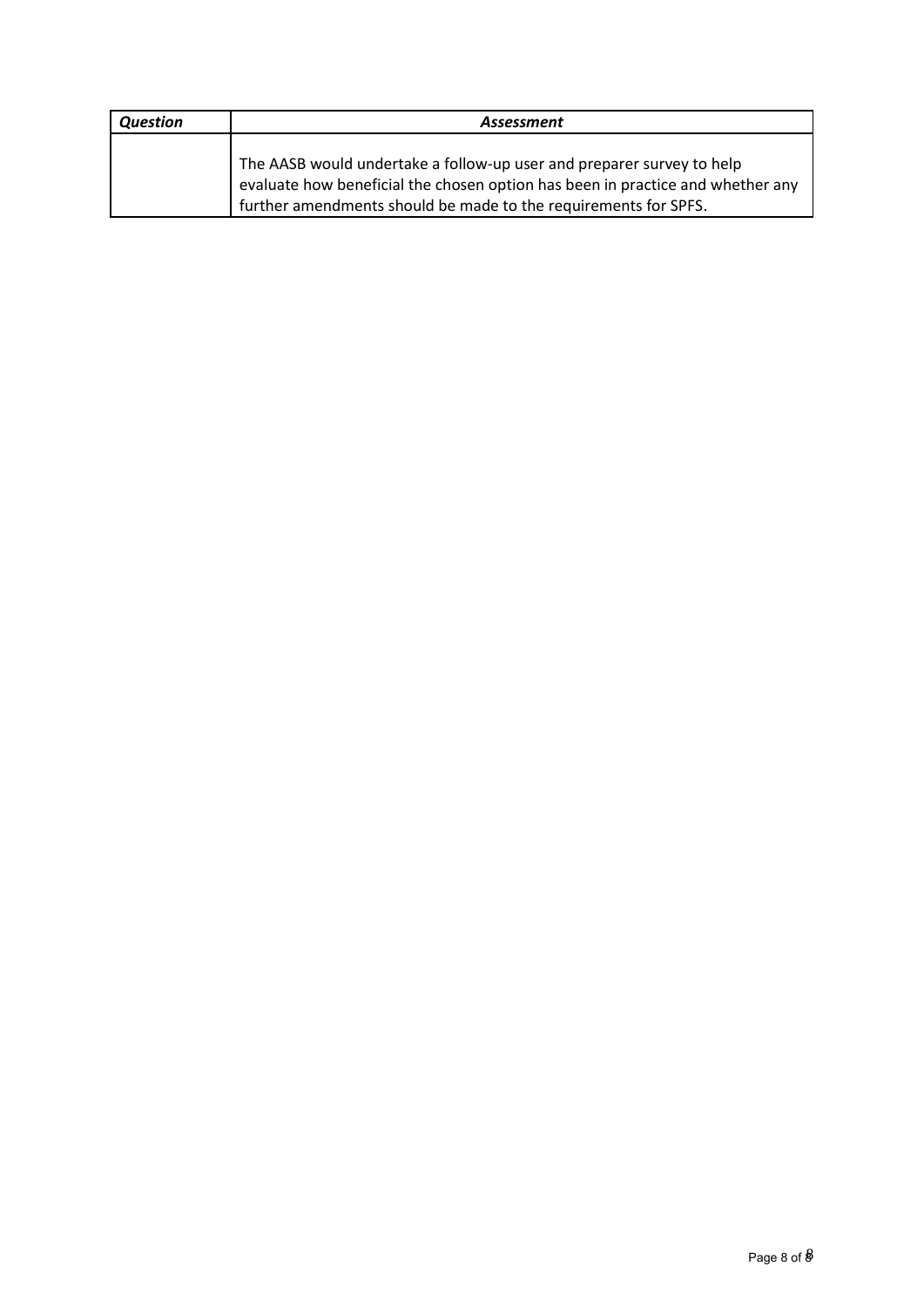| *Question* | *Assessment* |
| --- | --- |
| | The AASB would undertake a follow-up user and preparer survey to help evaluate how beneficial the chosen option has been in practice and whether any further amendments should be made to the requirements for SPFS. |